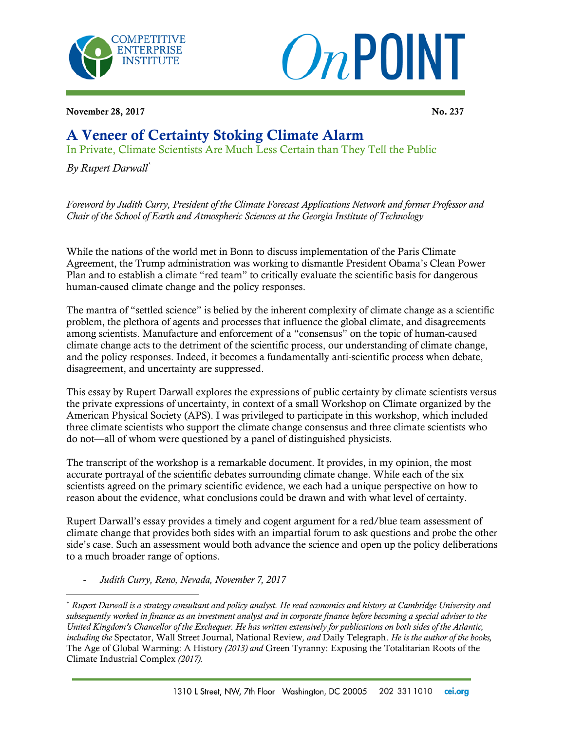**Competitive Enterprise Institute** | ***On*POINT**

**November 28, 2017** | **No. 237**

# A Veneer of Certainty Stoking Climate Alarm

## In Private, Climate Scientists Are Much Less Certain than They Tell the Public

*By Rupert Darwall**

*Foreword by Judith Curry, President of the Climate Forecast Applications Network and former Professor and Chair of the School of Earth and Atmospheric Sciences at the Georgia Institute of Technology*

While the nations of the world met in Bonn to discuss implementation of the Paris Climate Agreement, the Trump administration was working to dismantle President Obama's Clean Power Plan and to establish a climate "red team" to critically evaluate the scientific basis for dangerous human-caused climate change and the policy responses.

The mantra of "settled science" is belied by the inherent complexity of climate change as a scientific problem, the plethora of agents and processes that influence the global climate, and disagreements among scientists. Manufacture and enforcement of a "consensus" on the topic of human-caused climate change acts to the detriment of the scientific process, our understanding of climate change, and the policy responses. Indeed, it becomes a fundamentally anti-scientific process when debate, disagreement, and uncertainty are suppressed.

This essay by Rupert Darwall explores the expressions of public certainty by climate scientists versus the private expressions of uncertainty, in context of a small Workshop on Climate organized by the American Physical Society (APS). I was privileged to participate in this workshop, which included three climate scientists who support the climate change consensus and three climate scientists who do not—all of whom were questioned by a panel of distinguished physicists.

The transcript of the workshop is a remarkable document. It provides, in my opinion, the most accurate portrayal of the scientific debates surrounding climate change. While each of the six scientists agreed on the primary scientific evidence, we each had a unique perspective on how to reason about the evidence, what conclusions could be drawn and with what level of certainty.

Rupert Darwall's essay provides a timely and cogent argument for a red/blue team assessment of climate change that provides both sides with an impartial forum to ask questions and probe the other side's case. Such an assessment would both advance the science and open up the policy deliberations to a much broader range of options.

- *Judith Curry, Reno, Nevada, November 7, 2017*

---

* *Rupert Darwall is a strategy consultant and policy analyst. He read economics and history at Cambridge University and subsequently worked in finance as an investment analyst and in corporate finance before becoming a special adviser to the United Kingdom's Chancellor of the Exchequer. He has written extensively for publications on both sides of the Atlantic, including the* Spectator, Wall Street Journal, National Review, *and* Daily Telegraph. *He is the author of the books,* The Age of Global Warming: A History *(2013) and* Green Tyranny: Exposing the Totalitarian Roots of the Climate Industrial Complex *(2017).*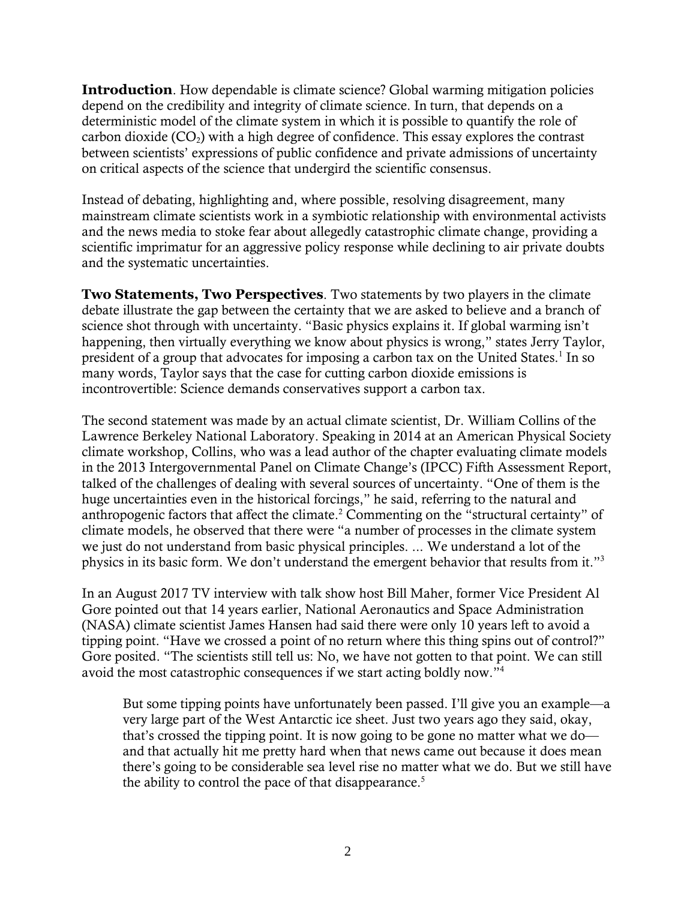**Introduction**. How dependable is climate science? Global warming mitigation policies depend on the credibility and integrity of climate science. In turn, that depends on a deterministic model of the climate system in which it is possible to quantify the role of carbon dioxide ($CO_2$) with a high degree of confidence. This essay explores the contrast between scientists' expressions of public confidence and private admissions of uncertainty on critical aspects of the science that undergird the scientific consensus.

Instead of debating, highlighting and, where possible, resolving disagreement, many mainstream climate scientists work in a symbiotic relationship with environmental activists and the news media to stoke fear about allegedly catastrophic climate change, providing a scientific imprimatur for an aggressive policy response while declining to air private doubts and the systematic uncertainties.

**Two Statements, Two Perspectives**. Two statements by two players in the climate debate illustrate the gap between the certainty that we are asked to believe and a branch of science shot through with uncertainty. "Basic physics explains it. If global warming isn't happening, then virtually everything we know about physics is wrong," states Jerry Taylor, president of a group that advocates for imposing a carbon tax on the United States.[1] In so many words, Taylor says that the case for cutting carbon dioxide emissions is incontrovertible: Science demands conservatives support a carbon tax.

The second statement was made by an actual climate scientist, Dr. William Collins of the Lawrence Berkeley National Laboratory. Speaking in 2014 at an American Physical Society climate workshop, Collins, who was a lead author of the chapter evaluating climate models in the 2013 Intergovernmental Panel on Climate Change's (IPCC) Fifth Assessment Report, talked of the challenges of dealing with several sources of uncertainty. "One of them is the huge uncertainties even in the historical forcings," he said, referring to the natural and anthropogenic factors that affect the climate.[2] Commenting on the "structural certainty" of climate models, he observed that there were "a number of processes in the climate system we just do not understand from basic physical principles. ... We understand a lot of the physics in its basic form. We don't understand the emergent behavior that results from it."[3]

In an August 2017 TV interview with talk show host Bill Maher, former Vice President Al Gore pointed out that 14 years earlier, National Aeronautics and Space Administration (NASA) climate scientist James Hansen had said there were only 10 years left to avoid a tipping point. "Have we crossed a point of no return where this thing spins out of control?" Gore posited. "The scientists still tell us: No, we have not gotten to that point. We can still avoid the most catastrophic consequences if we start acting boldly now."[4]

> But some tipping points have unfortunately been passed. I'll give you an example—a very large part of the West Antarctic ice sheet. Just two years ago they said, okay, that's crossed the tipping point. It is now going to be gone no matter what we do—and that actually hit me pretty hard when that news came out because it does mean there's going to be considerable sea level rise no matter what we do. But we still have the ability to control the pace of that disappearance.[5]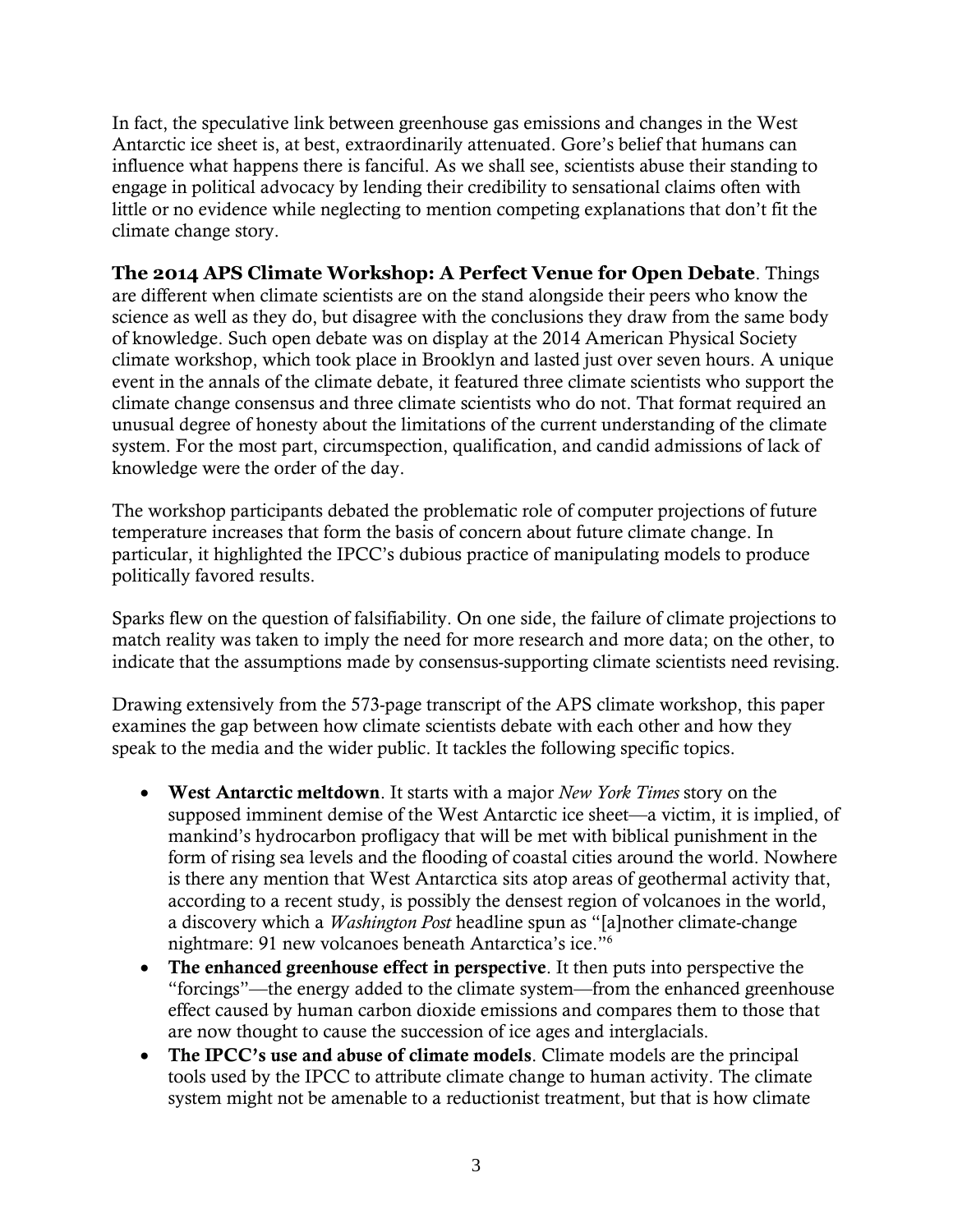In fact, the speculative link between greenhouse gas emissions and changes in the West Antarctic ice sheet is, at best, extraordinarily attenuated. Gore's belief that humans can influence what happens there is fanciful. As we shall see, scientists abuse their standing to engage in political advocacy by lending their credibility to sensational claims often with little or no evidence while neglecting to mention competing explanations that don't fit the climate change story.

**The 2014 APS Climate Workshop: A Perfect Venue for Open Debate**. Things are different when climate scientists are on the stand alongside their peers who know the science as well as they do, but disagree with the conclusions they draw from the same body of knowledge. Such open debate was on display at the 2014 American Physical Society climate workshop, which took place in Brooklyn and lasted just over seven hours. A unique event in the annals of the climate debate, it featured three climate scientists who support the climate change consensus and three climate scientists who do not. That format required an unusual degree of honesty about the limitations of the current understanding of the climate system. For the most part, circumspection, qualification, and candid admissions of lack of knowledge were the order of the day.

The workshop participants debated the problematic role of computer projections of future temperature increases that form the basis of concern about future climate change. In particular, it highlighted the IPCC's dubious practice of manipulating models to produce politically favored results.

Sparks flew on the question of falsifiability. On one side, the failure of climate projections to match reality was taken to imply the need for more research and more data; on the other, to indicate that the assumptions made by consensus-supporting climate scientists need revising.

Drawing extensively from the 573-page transcript of the APS climate workshop, this paper examines the gap between how climate scientists debate with each other and how they speak to the media and the wider public. It tackles the following specific topics.

- **West Antarctic meltdown**. It starts with a major *New York Times* story on the supposed imminent demise of the West Antarctic ice sheet—a victim, it is implied, of mankind's hydrocarbon profligacy that will be met with biblical punishment in the form of rising sea levels and the flooding of coastal cities around the world. Nowhere is there any mention that West Antarctica sits atop areas of geothermal activity that, according to a recent study, is possibly the densest region of volcanoes in the world, a discovery which a *Washington Post* headline spun as "[a]nother climate-change nightmare: 91 new volcanoes beneath Antarctica's ice."[6]
- **The enhanced greenhouse effect in perspective**. It then puts into perspective the "forcings"—the energy added to the climate system—from the enhanced greenhouse effect caused by human carbon dioxide emissions and compares them to those that are now thought to cause the succession of ice ages and interglacials.
- **The IPCC's use and abuse of climate models**. Climate models are the principal tools used by the IPCC to attribute climate change to human activity. The climate system might not be amenable to a reductionist treatment, but that is how climate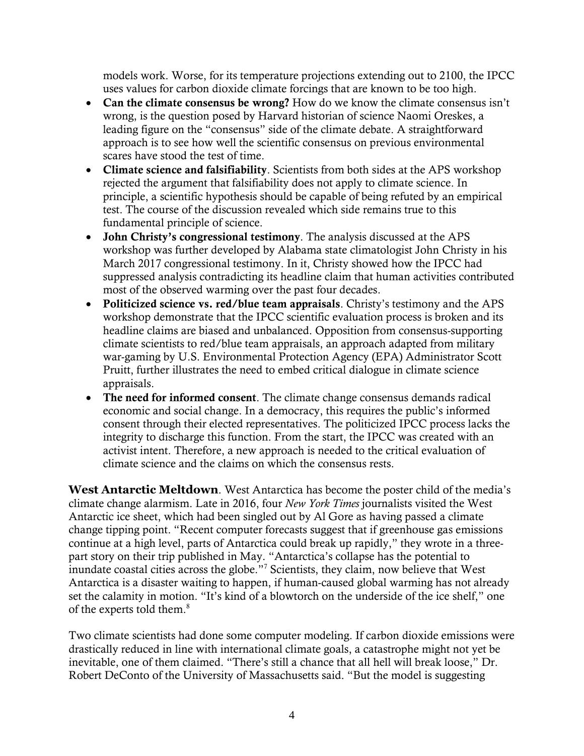models work. Worse, for its temperature projections extending out to 2100, the IPCC uses values for carbon dioxide climate forcings that are known to be too high.

- **Can the climate consensus be wrong?** How do we know the climate consensus isn't wrong, is the question posed by Harvard historian of science Naomi Oreskes, a leading figure on the "consensus" side of the climate debate. A straightforward approach is to see how well the scientific consensus on previous environmental scares have stood the test of time.
- **Climate science and falsifiability**. Scientists from both sides at the APS workshop rejected the argument that falsifiability does not apply to climate science. In principle, a scientific hypothesis should be capable of being refuted by an empirical test. The course of the discussion revealed which side remains true to this fundamental principle of science.
- **John Christy's congressional testimony**. The analysis discussed at the APS workshop was further developed by Alabama state climatologist John Christy in his March 2017 congressional testimony. In it, Christy showed how the IPCC had suppressed analysis contradicting its headline claim that human activities contributed most of the observed warming over the past four decades.
- **Politicized science vs. red/blue team appraisals**. Christy's testimony and the APS workshop demonstrate that the IPCC scientific evaluation process is broken and its headline claims are biased and unbalanced. Opposition from consensus-supporting climate scientists to red/blue team appraisals, an approach adapted from military war-gaming by U.S. Environmental Protection Agency (EPA) Administrator Scott Pruitt, further illustrates the need to embed critical dialogue in climate science appraisals.
- **The need for informed consent**. The climate change consensus demands radical economic and social change. In a democracy, this requires the public's informed consent through their elected representatives. The politicized IPCC process lacks the integrity to discharge this function. From the start, the IPCC was created with an activist intent. Therefore, a new approach is needed to the critical evaluation of climate science and the claims on which the consensus rests.

**West Antarctic Meltdown**. West Antarctica has become the poster child of the media's climate change alarmism. Late in 2016, four *New York Times* journalists visited the West Antarctic ice sheet, which had been singled out by Al Gore as having passed a climate change tipping point. "Recent computer forecasts suggest that if greenhouse gas emissions continue at a high level, parts of Antarctica could break up rapidly," they wrote in a three-part story on their trip published in May. "Antarctica's collapse has the potential to inundate coastal cities across the globe."[7] Scientists, they claim, now believe that West Antarctica is a disaster waiting to happen, if human-caused global warming has not already set the calamity in motion. "It's kind of a blowtorch on the underside of the ice shelf," one of the experts told them.[8]

Two climate scientists had done some computer modeling. If carbon dioxide emissions were drastically reduced in line with international climate goals, a catastrophe might not yet be inevitable, one of them claimed. "There's still a chance that all hell will break loose," Dr. Robert DeConto of the University of Massachusetts said. "But the model is suggesting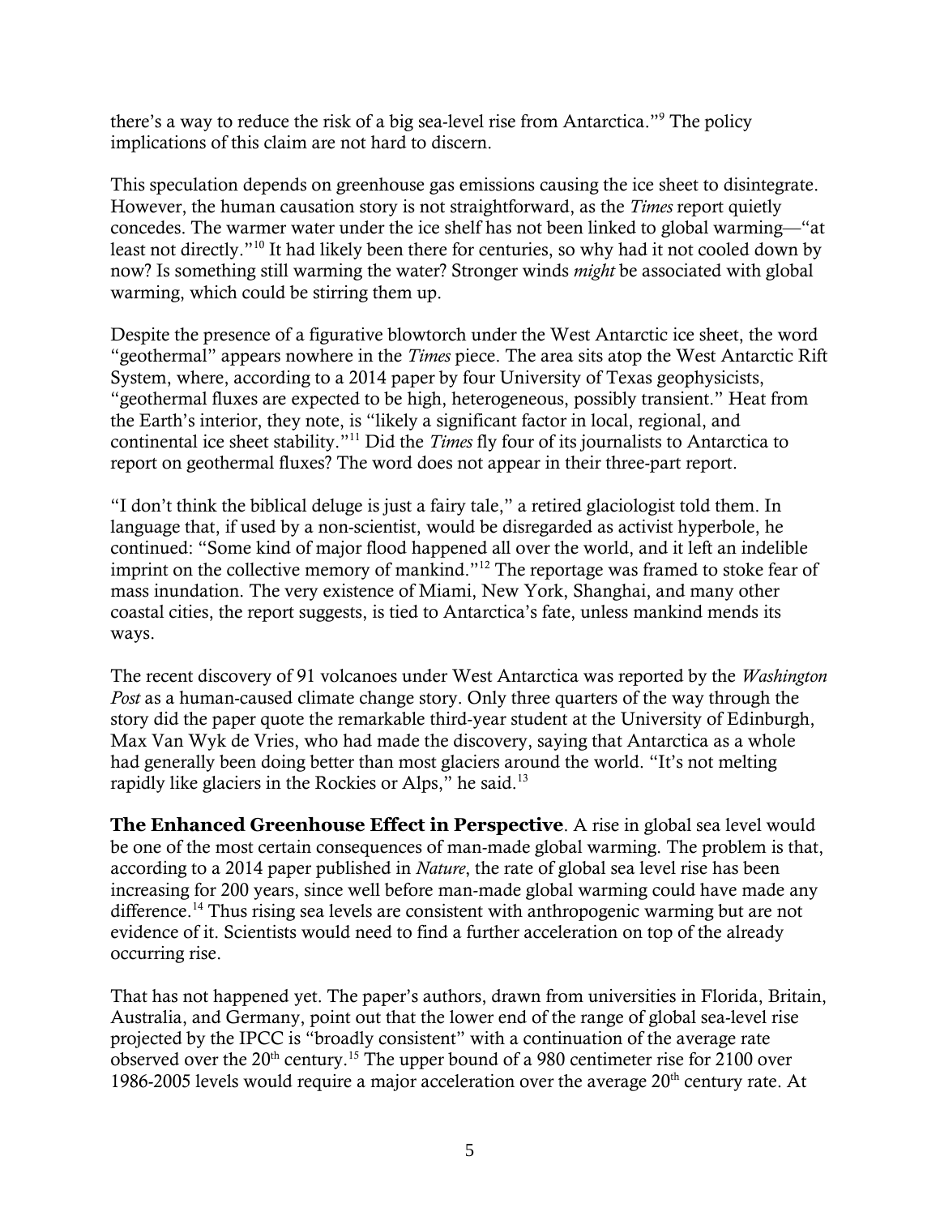there's a way to reduce the risk of a big sea-level rise from Antarctica."[9] The policy implications of this claim are not hard to discern.

This speculation depends on greenhouse gas emissions causing the ice sheet to disintegrate. However, the human causation story is not straightforward, as the *Times* report quietly concedes. The warmer water under the ice shelf has not been linked to global warming—"at least not directly."[10] It had likely been there for centuries, so why had it not cooled down by now? Is something still warming the water? Stronger winds *might* be associated with global warming, which could be stirring them up.

Despite the presence of a figurative blowtorch under the West Antarctic ice sheet, the word "geothermal" appears nowhere in the *Times* piece. The area sits atop the West Antarctic Rift System, where, according to a 2014 paper by four University of Texas geophysicists, "geothermal fluxes are expected to be high, heterogeneous, possibly transient." Heat from the Earth's interior, they note, is "likely a significant factor in local, regional, and continental ice sheet stability."[11] Did the *Times* fly four of its journalists to Antarctica to report on geothermal fluxes? The word does not appear in their three-part report.

"I don't think the biblical deluge is just a fairy tale," a retired glaciologist told them. In language that, if used by a non-scientist, would be disregarded as activist hyperbole, he continued: "Some kind of major flood happened all over the world, and it left an indelible imprint on the collective memory of mankind."[12] The reportage was framed to stoke fear of mass inundation. The very existence of Miami, New York, Shanghai, and many other coastal cities, the report suggests, is tied to Antarctica's fate, unless mankind mends its ways.

The recent discovery of 91 volcanoes under West Antarctica was reported by the *Washington Post* as a human-caused climate change story. Only three quarters of the way through the story did the paper quote the remarkable third-year student at the University of Edinburgh, Max Van Wyk de Vries, who had made the discovery, saying that Antarctica as a whole had generally been doing better than most glaciers around the world. "It's not melting rapidly like glaciers in the Rockies or Alps," he said.[13]

**The Enhanced Greenhouse Effect in Perspective**. A rise in global sea level would be one of the most certain consequences of man-made global warming. The problem is that, according to a 2014 paper published in *Nature*, the rate of global sea level rise has been increasing for 200 years, since well before man-made global warming could have made any difference.[14] Thus rising sea levels are consistent with anthropogenic warming but are not evidence of it. Scientists would need to find a further acceleration on top of the already occurring rise.

That has not happened yet. The paper's authors, drawn from universities in Florida, Britain, Australia, and Germany, point out that the lower end of the range of global sea-level rise projected by the IPCC is "broadly consistent" with a continuation of the average rate observed over the 20th century.[15] The upper bound of a 980 centimeter rise for 2100 over 1986-2005 levels would require a major acceleration over the average 20th century rate. At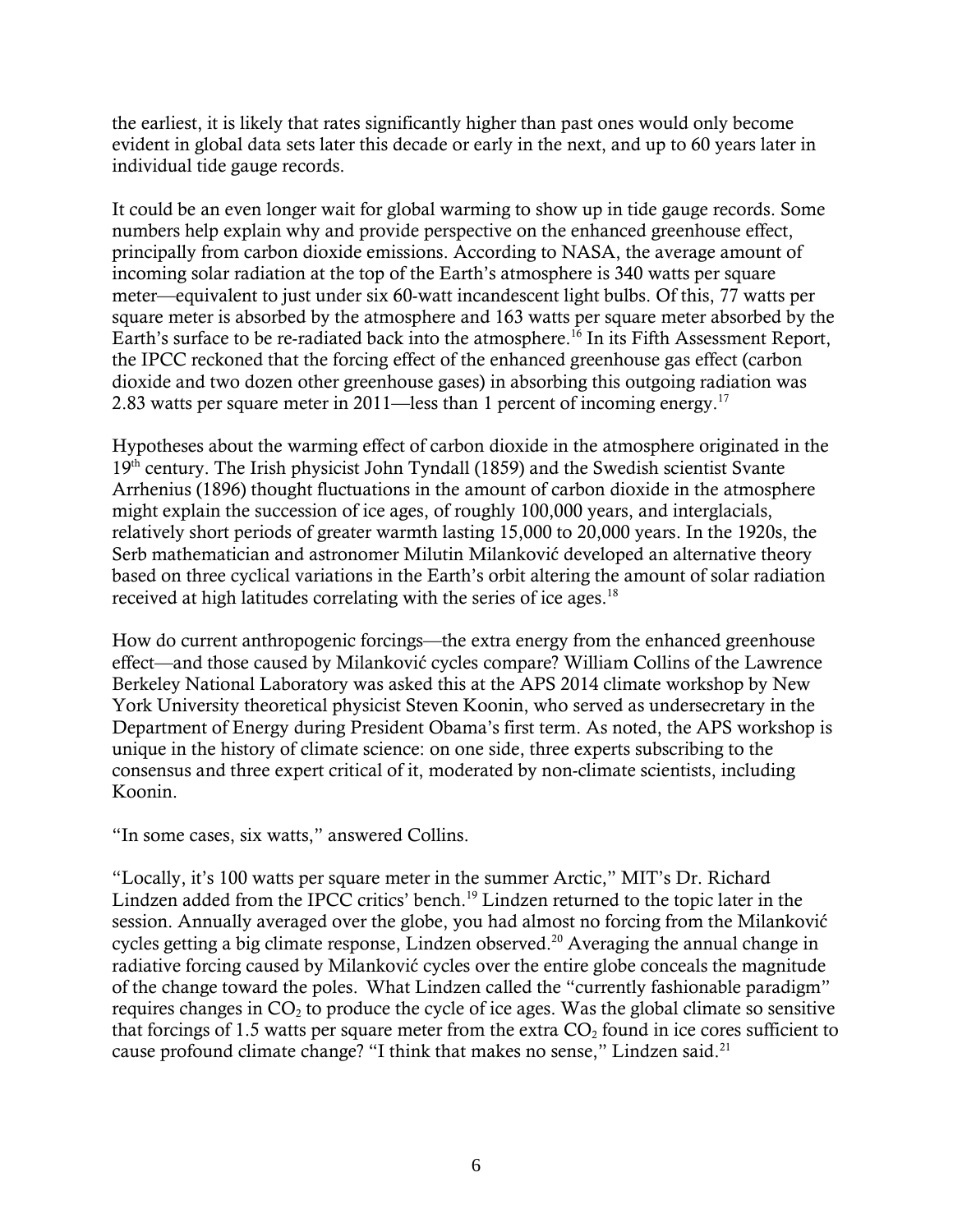the earliest, it is likely that rates significantly higher than past ones would only become evident in global data sets later this decade or early in the next, and up to 60 years later in individual tide gauge records.

It could be an even longer wait for global warming to show up in tide gauge records. Some numbers help explain why and provide perspective on the enhanced greenhouse effect, principally from carbon dioxide emissions. According to NASA, the average amount of incoming solar radiation at the top of the Earth's atmosphere is 340 watts per square meter—equivalent to just under six 60-watt incandescent light bulbs. Of this, 77 watts per square meter is absorbed by the atmosphere and 163 watts per square meter absorbed by the Earth's surface to be re-radiated back into the atmosphere.[16] In its Fifth Assessment Report, the IPCC reckoned that the forcing effect of the enhanced greenhouse gas effect (carbon dioxide and two dozen other greenhouse gases) in absorbing this outgoing radiation was 2.83 watts per square meter in 2011—less than 1 percent of incoming energy.[17]

Hypotheses about the warming effect of carbon dioxide in the atmosphere originated in the 19th century. The Irish physicist John Tyndall (1859) and the Swedish scientist Svante Arrhenius (1896) thought fluctuations in the amount of carbon dioxide in the atmosphere might explain the succession of ice ages, of roughly 100,000 years, and interglacials, relatively short periods of greater warmth lasting 15,000 to 20,000 years. In the 1920s, the Serb mathematician and astronomer Milutin Milanković developed an alternative theory based on three cyclical variations in the Earth's orbit altering the amount of solar radiation received at high latitudes correlating with the series of ice ages.[18]

How do current anthropogenic forcings—the extra energy from the enhanced greenhouse effect—and those caused by Milanković cycles compare? William Collins of the Lawrence Berkeley National Laboratory was asked this at the APS 2014 climate workshop by New York University theoretical physicist Steven Koonin, who served as undersecretary in the Department of Energy during President Obama's first term. As noted, the APS workshop is unique in the history of climate science: on one side, three experts subscribing to the consensus and three expert critical of it, moderated by non-climate scientists, including Koonin.

"In some cases, six watts," answered Collins.

"Locally, it's 100 watts per square meter in the summer Arctic," MIT's Dr. Richard Lindzen added from the IPCC critics' bench.[19] Lindzen returned to the topic later in the session. Annually averaged over the globe, you had almost no forcing from the Milanković cycles getting a big climate response, Lindzen observed.[20] Averaging the annual change in radiative forcing caused by Milanković cycles over the entire globe conceals the magnitude of the change toward the poles. What Lindzen called the "currently fashionable paradigm" requires changes in $CO_2$ to produce the cycle of ice ages. Was the global climate so sensitive that forcings of 1.5 watts per square meter from the extra $CO_2$ found in ice cores sufficient to cause profound climate change? "I think that makes no sense," Lindzen said.[21]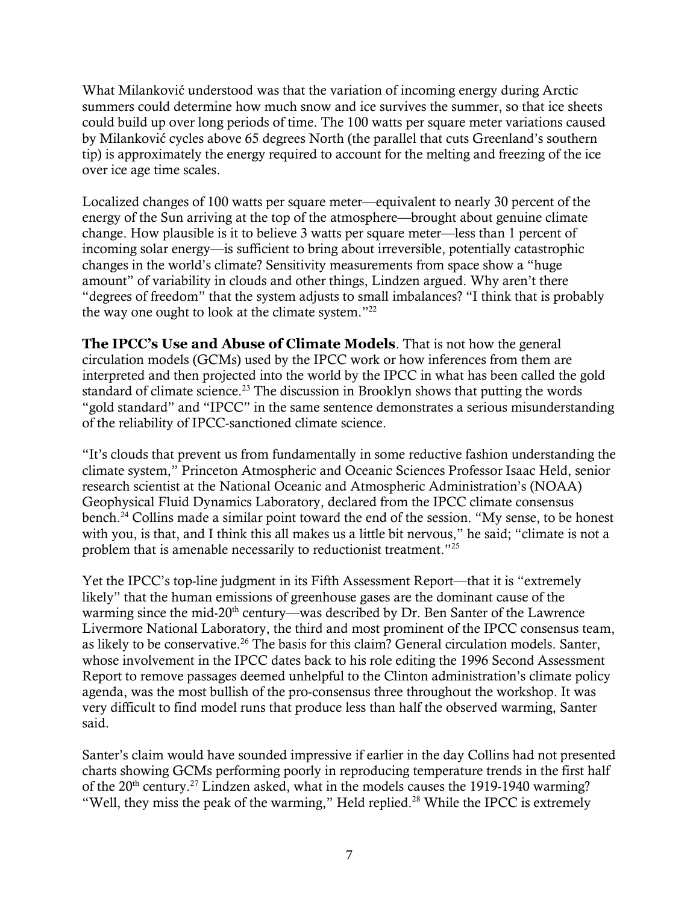What Milanković understood was that the variation of incoming energy during Arctic summers could determine how much snow and ice survives the summer, so that ice sheets could build up over long periods of time. The 100 watts per square meter variations caused by Milanković cycles above 65 degrees North (the parallel that cuts Greenland's southern tip) is approximately the energy required to account for the melting and freezing of the ice over ice age time scales.

Localized changes of 100 watts per square meter—equivalent to nearly 30 percent of the energy of the Sun arriving at the top of the atmosphere—brought about genuine climate change. How plausible is it to believe 3 watts per square meter—less than 1 percent of incoming solar energy—is sufficient to bring about irreversible, potentially catastrophic changes in the world's climate? Sensitivity measurements from space show a "huge amount" of variability in clouds and other things, Lindzen argued. Why aren't there "degrees of freedom" that the system adjusts to small imbalances? "I think that is probably the way one ought to look at the climate system."[22]

**The IPCC's Use and Abuse of Climate Models**. That is not how the general circulation models (GCMs) used by the IPCC work or how inferences from them are interpreted and then projected into the world by the IPCC in what has been called the gold standard of climate science.[23] The discussion in Brooklyn shows that putting the words "gold standard" and "IPCC" in the same sentence demonstrates a serious misunderstanding of the reliability of IPCC-sanctioned climate science.

"It's clouds that prevent us from fundamentally in some reductive fashion understanding the climate system," Princeton Atmospheric and Oceanic Sciences Professor Isaac Held, senior research scientist at the National Oceanic and Atmospheric Administration's (NOAA) Geophysical Fluid Dynamics Laboratory, declared from the IPCC climate consensus bench.[24] Collins made a similar point toward the end of the session. "My sense, to be honest with you, is that, and I think this all makes us a little bit nervous," he said; "climate is not a problem that is amenable necessarily to reductionist treatment."[25]

Yet the IPCC's top-line judgment in its Fifth Assessment Report—that it is "extremely likely" that the human emissions of greenhouse gases are the dominant cause of the warming since the mid-20th century—was described by Dr. Ben Santer of the Lawrence Livermore National Laboratory, the third and most prominent of the IPCC consensus team, as likely to be conservative.[26] The basis for this claim? General circulation models. Santer, whose involvement in the IPCC dates back to his role editing the 1996 Second Assessment Report to remove passages deemed unhelpful to the Clinton administration's climate policy agenda, was the most bullish of the pro-consensus three throughout the workshop. It was very difficult to find model runs that produce less than half the observed warming, Santer said.

Santer's claim would have sounded impressive if earlier in the day Collins had not presented charts showing GCMs performing poorly in reproducing temperature trends in the first half of the 20th century.[27] Lindzen asked, what in the models causes the 1919-1940 warming? "Well, they miss the peak of the warming," Held replied.[28] While the IPCC is extremely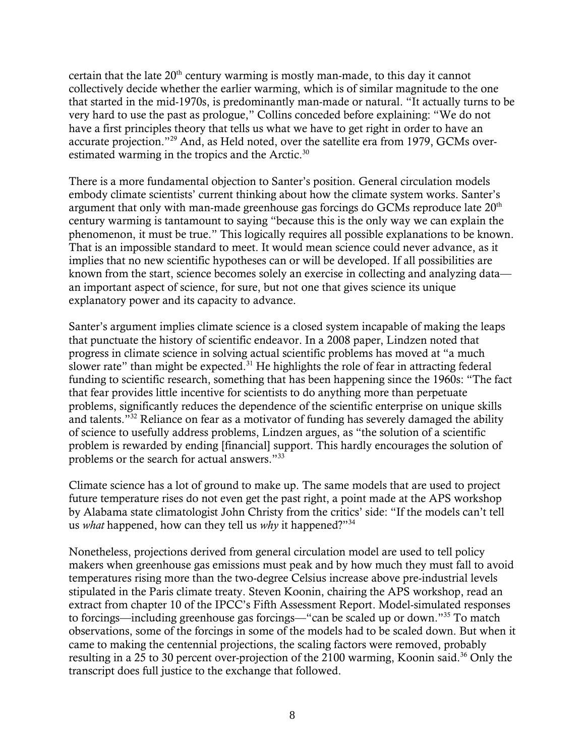certain that the late 20th century warming is mostly man-made, to this day it cannot collectively decide whether the earlier warming, which is of similar magnitude to the one that started in the mid-1970s, is predominantly man-made or natural. "It actually turns to be very hard to use the past as prologue," Collins conceded before explaining: "We do not have a first principles theory that tells us what we have to get right in order to have an accurate projection."[29] And, as Held noted, over the satellite era from 1979, GCMs over-estimated warming in the tropics and the Arctic.[30]

There is a more fundamental objection to Santer's position. General circulation models embody climate scientists' current thinking about how the climate system works. Santer's argument that only with man-made greenhouse gas forcings do GCMs reproduce late 20th century warming is tantamount to saying "because this is the only way we can explain the phenomenon, it must be true." This logically requires all possible explanations to be known. That is an impossible standard to meet. It would mean science could never advance, as it implies that no new scientific hypotheses can or will be developed. If all possibilities are known from the start, science becomes solely an exercise in collecting and analyzing data—an important aspect of science, for sure, but not one that gives science its unique explanatory power and its capacity to advance.

Santer's argument implies climate science is a closed system incapable of making the leaps that punctuate the history of scientific endeavor. In a 2008 paper, Lindzen noted that progress in climate science in solving actual scientific problems has moved at "a much slower rate" than might be expected.[31] He highlights the role of fear in attracting federal funding to scientific research, something that has been happening since the 1960s: "The fact that fear provides little incentive for scientists to do anything more than perpetuate problems, significantly reduces the dependence of the scientific enterprise on unique skills and talents."[32] Reliance on fear as a motivator of funding has severely damaged the ability of science to usefully address problems, Lindzen argues, as "the solution of a scientific problem is rewarded by ending [financial] support. This hardly encourages the solution of problems or the search for actual answers."[33]

Climate science has a lot of ground to make up. The same models that are used to project future temperature rises do not even get the past right, a point made at the APS workshop by Alabama state climatologist John Christy from the critics' side: "If the models can't tell us *what* happened, how can they tell us *why* it happened?"[34]

Nonetheless, projections derived from general circulation model are used to tell policy makers when greenhouse gas emissions must peak and by how much they must fall to avoid temperatures rising more than the two-degree Celsius increase above pre-industrial levels stipulated in the Paris climate treaty. Steven Koonin, chairing the APS workshop, read an extract from chapter 10 of the IPCC's Fifth Assessment Report. Model-simulated responses to forcings—including greenhouse gas forcings—"can be scaled up or down."[35] To match observations, some of the forcings in some of the models had to be scaled down. But when it came to making the centennial projections, the scaling factors were removed, probably resulting in a 25 to 30 percent over-projection of the 2100 warming, Koonin said.[36] Only the transcript does full justice to the exchange that followed.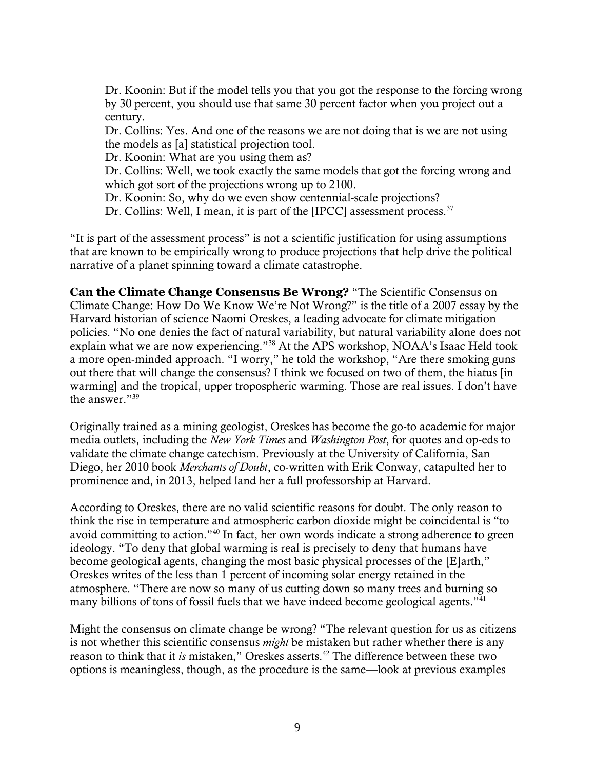> Dr. Koonin: But if the model tells you that you got the response to the forcing wrong by 30 percent, you should use that same 30 percent factor when you project out a century.
> Dr. Collins: Yes. And one of the reasons we are not doing that is we are not using the models as [a] statistical projection tool.
> Dr. Koonin: What are you using them as?
> Dr. Collins: Well, we took exactly the same models that got the forcing wrong and which got sort of the projections wrong up to 2100.
> Dr. Koonin: So, why do we even show centennial-scale projections?
> Dr. Collins: Well, I mean, it is part of the [IPCC] assessment process.[37]

"It is part of the assessment process" is not a scientific justification for using assumptions that are known to be empirically wrong to produce projections that help drive the political narrative of a planet spinning toward a climate catastrophe.

**Can the Climate Change Consensus Be Wrong?** "The Scientific Consensus on Climate Change: How Do We Know We're Not Wrong?" is the title of a 2007 essay by the Harvard historian of science Naomi Oreskes, a leading advocate for climate mitigation policies. "No one denies the fact of natural variability, but natural variability alone does not explain what we are now experiencing."[38] At the APS workshop, NOAA's Isaac Held took a more open-minded approach. "I worry," he told the workshop, "Are there smoking guns out there that will change the consensus? I think we focused on two of them, the hiatus [in warming] and the tropical, upper tropospheric warming. Those are real issues. I don't have the answer."[39]

Originally trained as a mining geologist, Oreskes has become the go-to academic for major media outlets, including the *New York Times* and *Washington Post*, for quotes and op-eds to validate the climate change catechism. Previously at the University of California, San Diego, her 2010 book *Merchants of Doubt*, co-written with Erik Conway, catapulted her to prominence and, in 2013, helped land her a full professorship at Harvard.

According to Oreskes, there are no valid scientific reasons for doubt. The only reason to think the rise in temperature and atmospheric carbon dioxide might be coincidental is "to avoid committing to action."[40] In fact, her own words indicate a strong adherence to green ideology. "To deny that global warming is real is precisely to deny that humans have become geological agents, changing the most basic physical processes of the [E]arth," Oreskes writes of the less than 1 percent of incoming solar energy retained in the atmosphere. "There are now so many of us cutting down so many trees and burning so many billions of tons of fossil fuels that we have indeed become geological agents."[41]

Might the consensus on climate change be wrong? "The relevant question for us as citizens is not whether this scientific consensus *might* be mistaken but rather whether there is any reason to think that it *is* mistaken," Oreskes asserts.[42] The difference between these two options is meaningless, though, as the procedure is the same—look at previous examples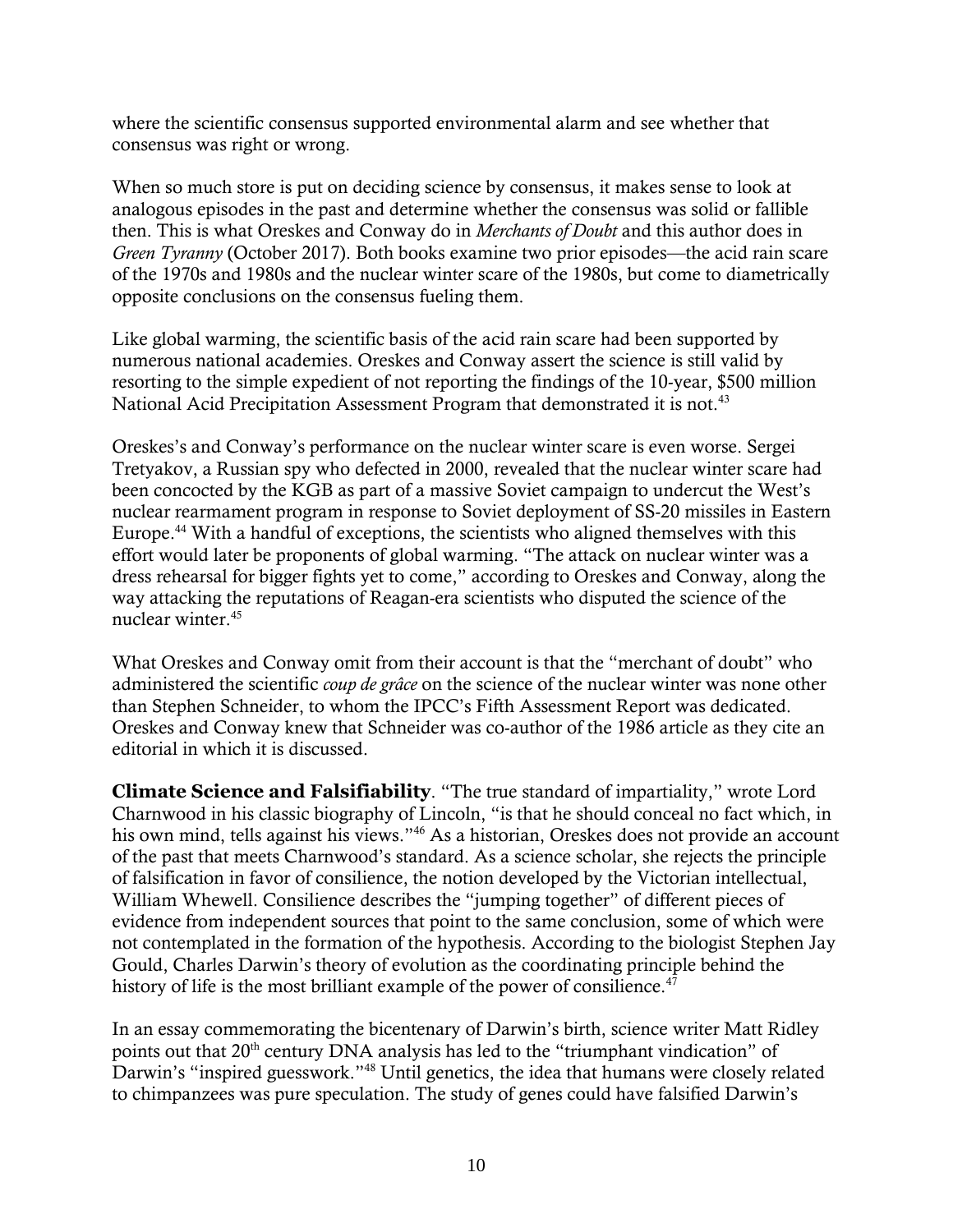where the scientific consensus supported environmental alarm and see whether that consensus was right or wrong.

When so much store is put on deciding science by consensus, it makes sense to look at analogous episodes in the past and determine whether the consensus was solid or fallible then. This is what Oreskes and Conway do in *Merchants of Doubt* and this author does in *Green Tyranny* (October 2017). Both books examine two prior episodes—the acid rain scare of the 1970s and 1980s and the nuclear winter scare of the 1980s, but come to diametrically opposite conclusions on the consensus fueling them.

Like global warming, the scientific basis of the acid rain scare had been supported by numerous national academies. Oreskes and Conway assert the science is still valid by resorting to the simple expedient of not reporting the findings of the 10-year, $500 million National Acid Precipitation Assessment Program that demonstrated it is not.[43]

Oreskes's and Conway's performance on the nuclear winter scare is even worse. Sergei Tretyakov, a Russian spy who defected in 2000, revealed that the nuclear winter scare had been concocted by the KGB as part of a massive Soviet campaign to undercut the West's nuclear rearmament program in response to Soviet deployment of SS-20 missiles in Eastern Europe.[44] With a handful of exceptions, the scientists who aligned themselves with this effort would later be proponents of global warming. "The attack on nuclear winter was a dress rehearsal for bigger fights yet to come," according to Oreskes and Conway, along the way attacking the reputations of Reagan-era scientists who disputed the science of the nuclear winter.[45]

What Oreskes and Conway omit from their account is that the "merchant of doubt" who administered the scientific *coup de grâce* on the science of the nuclear winter was none other than Stephen Schneider, to whom the IPCC's Fifth Assessment Report was dedicated. Oreskes and Conway knew that Schneider was co-author of the 1986 article as they cite an editorial in which it is discussed.

**Climate Science and Falsifiability**. "The true standard of impartiality," wrote Lord Charnwood in his classic biography of Lincoln, "is that he should conceal no fact which, in his own mind, tells against his views."[46] As a historian, Oreskes does not provide an account of the past that meets Charnwood's standard. As a science scholar, she rejects the principle of falsification in favor of consilience, the notion developed by the Victorian intellectual, William Whewell. Consilience describes the "jumping together" of different pieces of evidence from independent sources that point to the same conclusion, some of which were not contemplated in the formation of the hypothesis. According to the biologist Stephen Jay Gould, Charles Darwin's theory of evolution as the coordinating principle behind the history of life is the most brilliant example of the power of consilience.[47]

In an essay commemorating the bicentenary of Darwin's birth, science writer Matt Ridley points out that 20th century DNA analysis has led to the "triumphant vindication" of Darwin's "inspired guesswork."[48] Until genetics, the idea that humans were closely related to chimpanzees was pure speculation. The study of genes could have falsified Darwin's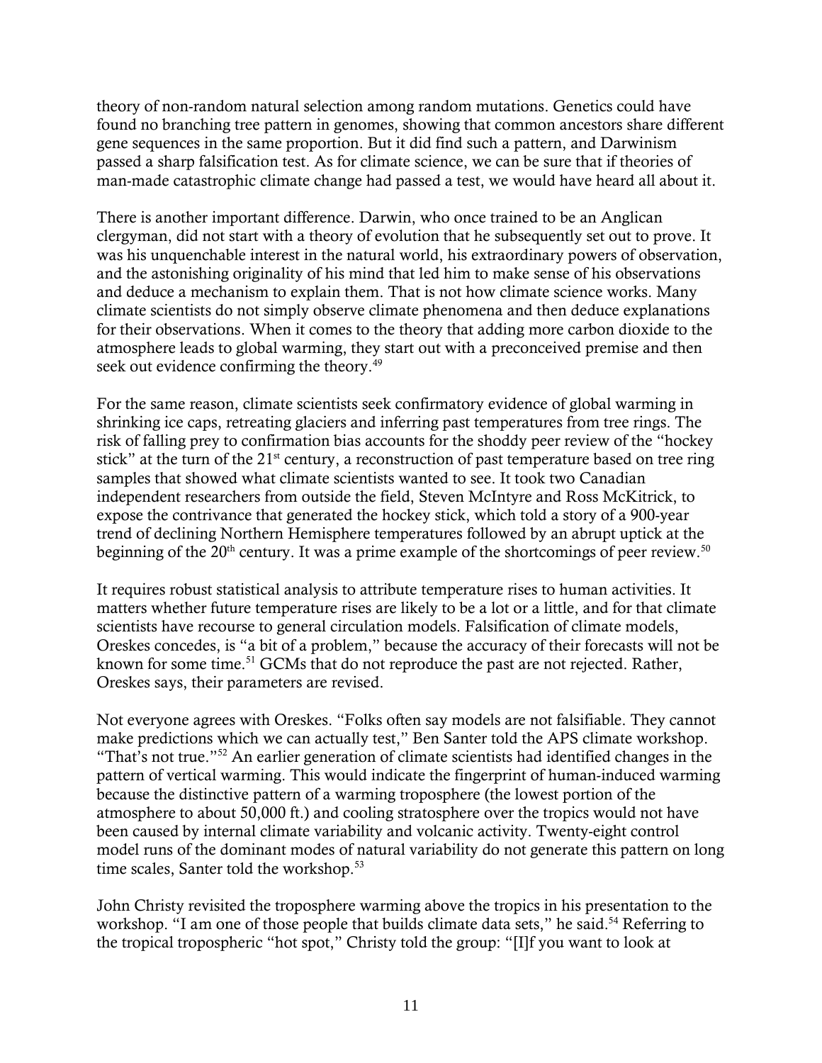theory of non-random natural selection among random mutations. Genetics could have found no branching tree pattern in genomes, showing that common ancestors share different gene sequences in the same proportion. But it did find such a pattern, and Darwinism passed a sharp falsification test. As for climate science, we can be sure that if theories of man-made catastrophic climate change had passed a test, we would have heard all about it.

There is another important difference. Darwin, who once trained to be an Anglican clergyman, did not start with a theory of evolution that he subsequently set out to prove. It was his unquenchable interest in the natural world, his extraordinary powers of observation, and the astonishing originality of his mind that led him to make sense of his observations and deduce a mechanism to explain them. That is not how climate science works. Many climate scientists do not simply observe climate phenomena and then deduce explanations for their observations. When it comes to the theory that adding more carbon dioxide to the atmosphere leads to global warming, they start out with a preconceived premise and then seek out evidence confirming the theory.[49]

For the same reason, climate scientists seek confirmatory evidence of global warming in shrinking ice caps, retreating glaciers and inferring past temperatures from tree rings. The risk of falling prey to confirmation bias accounts for the shoddy peer review of the "hockey stick" at the turn of the 21st century, a reconstruction of past temperature based on tree ring samples that showed what climate scientists wanted to see. It took two Canadian independent researchers from outside the field, Steven McIntyre and Ross McKitrick, to expose the contrivance that generated the hockey stick, which told a story of a 900-year trend of declining Northern Hemisphere temperatures followed by an abrupt uptick at the beginning of the 20th century. It was a prime example of the shortcomings of peer review.[50]

It requires robust statistical analysis to attribute temperature rises to human activities. It matters whether future temperature rises are likely to be a lot or a little, and for that climate scientists have recourse to general circulation models. Falsification of climate models, Oreskes concedes, is "a bit of a problem," because the accuracy of their forecasts will not be known for some time.[51] GCMs that do not reproduce the past are not rejected. Rather, Oreskes says, their parameters are revised.

Not everyone agrees with Oreskes. "Folks often say models are not falsifiable. They cannot make predictions which we can actually test," Ben Santer told the APS climate workshop. "That's not true."[52] An earlier generation of climate scientists had identified changes in the pattern of vertical warming. This would indicate the fingerprint of human-induced warming because the distinctive pattern of a warming troposphere (the lowest portion of the atmosphere to about 50,000 ft.) and cooling stratosphere over the tropics would not have been caused by internal climate variability and volcanic activity. Twenty-eight control model runs of the dominant modes of natural variability do not generate this pattern on long time scales, Santer told the workshop.[53]

John Christy revisited the troposphere warming above the tropics in his presentation to the workshop. "I am one of those people that builds climate data sets," he said.[54] Referring to the tropical tropospheric "hot spot," Christy told the group: "[I]f you want to look at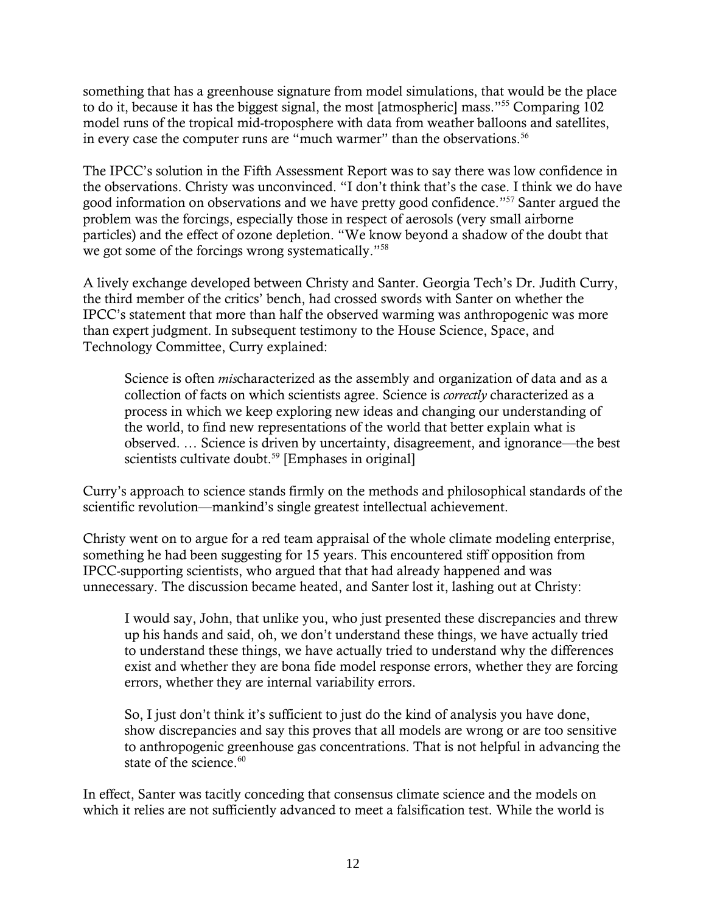something that has a greenhouse signature from model simulations, that would be the place to do it, because it has the biggest signal, the most [atmospheric] mass."[55] Comparing 102 model runs of the tropical mid-troposphere with data from weather balloons and satellites, in every case the computer runs are "much warmer" than the observations.[56]

The IPCC's solution in the Fifth Assessment Report was to say there was low confidence in the observations. Christy was unconvinced. "I don't think that's the case. I think we do have good information on observations and we have pretty good confidence."[57] Santer argued the problem was the forcings, especially those in respect of aerosols (very small airborne particles) and the effect of ozone depletion. "We know beyond a shadow of the doubt that we got some of the forcings wrong systematically."[58]

A lively exchange developed between Christy and Santer. Georgia Tech's Dr. Judith Curry, the third member of the critics' bench, had crossed swords with Santer on whether the IPCC's statement that more than half the observed warming was anthropogenic was more than expert judgment. In subsequent testimony to the House Science, Space, and Technology Committee, Curry explained:

> Science is often *mis*characterized as the assembly and organization of data and as a collection of facts on which scientists agree. Science is *correctly* characterized as a process in which we keep exploring new ideas and changing our understanding of the world, to find new representations of the world that better explain what is observed. … Science is driven by uncertainty, disagreement, and ignorance—the best scientists cultivate doubt.[59] [Emphases in original]

Curry's approach to science stands firmly on the methods and philosophical standards of the scientific revolution—mankind's single greatest intellectual achievement.

Christy went on to argue for a red team appraisal of the whole climate modeling enterprise, something he had been suggesting for 15 years. This encountered stiff opposition from IPCC-supporting scientists, who argued that that had already happened and was unnecessary. The discussion became heated, and Santer lost it, lashing out at Christy:

> I would say, John, that unlike you, who just presented these discrepancies and threw up his hands and said, oh, we don't understand these things, we have actually tried to understand these things, we have actually tried to understand why the differences exist and whether they are bona fide model response errors, whether they are forcing errors, whether they are internal variability errors.
>
> So, I just don't think it's sufficient to just do the kind of analysis you have done, show discrepancies and say this proves that all models are wrong or are too sensitive to anthropogenic greenhouse gas concentrations. That is not helpful in advancing the state of the science.[60]

In effect, Santer was tacitly conceding that consensus climate science and the models on which it relies are not sufficiently advanced to meet a falsification test. While the world is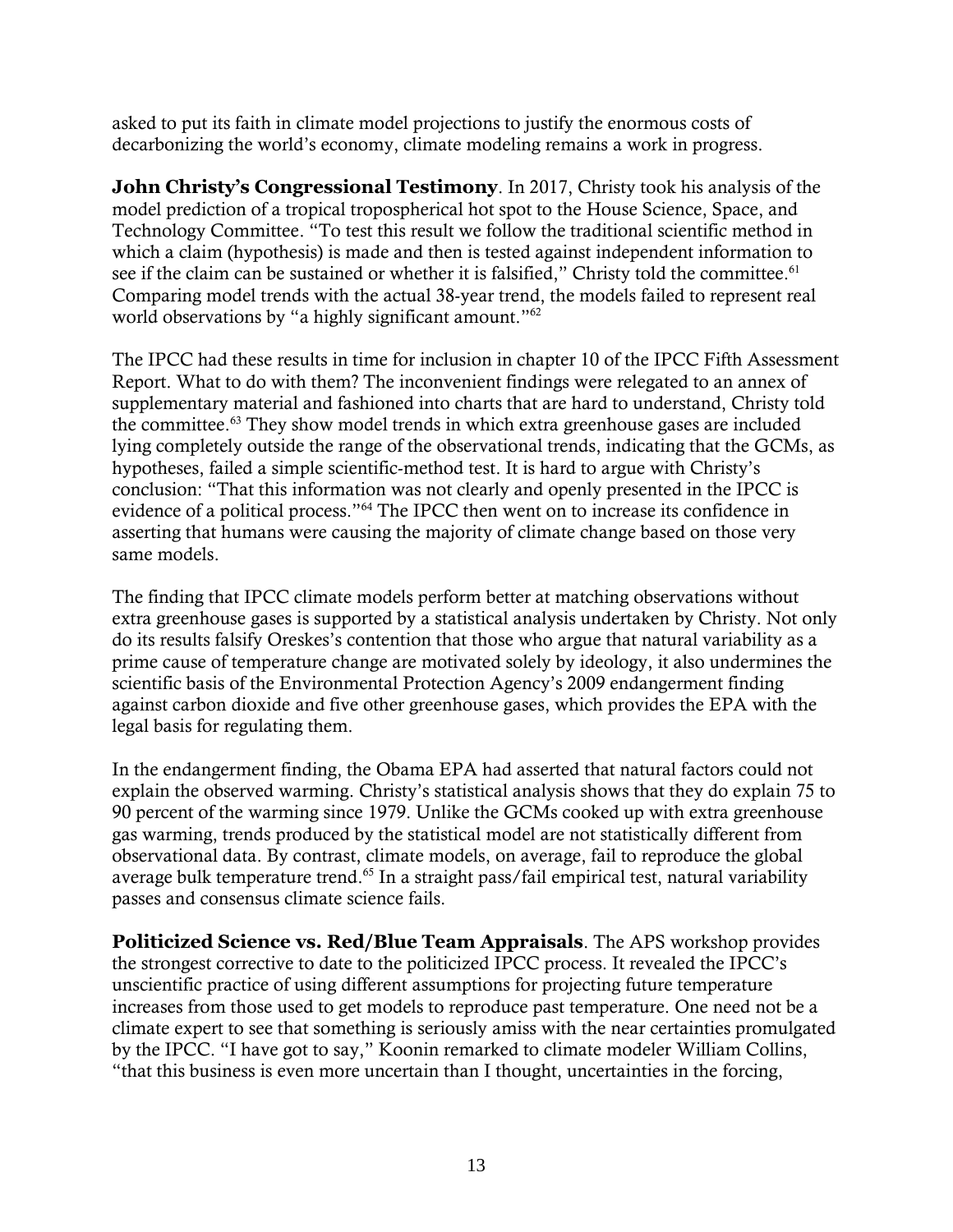asked to put its faith in climate model projections to justify the enormous costs of decarbonizing the world's economy, climate modeling remains a work in progress.

**John Christy's Congressional Testimony**. In 2017, Christy took his analysis of the model prediction of a tropical tropospherical hot spot to the House Science, Space, and Technology Committee. "To test this result we follow the traditional scientific method in which a claim (hypothesis) is made and then is tested against independent information to see if the claim can be sustained or whether it is falsified," Christy told the committee.[61] Comparing model trends with the actual 38-year trend, the models failed to represent real world observations by "a highly significant amount."[62]

The IPCC had these results in time for inclusion in chapter 10 of the IPCC Fifth Assessment Report. What to do with them? The inconvenient findings were relegated to an annex of supplementary material and fashioned into charts that are hard to understand, Christy told the committee.[63] They show model trends in which extra greenhouse gases are included lying completely outside the range of the observational trends, indicating that the GCMs, as hypotheses, failed a simple scientific-method test. It is hard to argue with Christy's conclusion: "That this information was not clearly and openly presented in the IPCC is evidence of a political process."[64] The IPCC then went on to increase its confidence in asserting that humans were causing the majority of climate change based on those very same models.

The finding that IPCC climate models perform better at matching observations without extra greenhouse gases is supported by a statistical analysis undertaken by Christy. Not only do its results falsify Oreskes's contention that those who argue that natural variability as a prime cause of temperature change are motivated solely by ideology, it also undermines the scientific basis of the Environmental Protection Agency's 2009 endangerment finding against carbon dioxide and five other greenhouse gases, which provides the EPA with the legal basis for regulating them.

In the endangerment finding, the Obama EPA had asserted that natural factors could not explain the observed warming. Christy's statistical analysis shows that they do explain 75 to 90 percent of the warming since 1979. Unlike the GCMs cooked up with extra greenhouse gas warming, trends produced by the statistical model are not statistically different from observational data. By contrast, climate models, on average, fail to reproduce the global average bulk temperature trend.[65] In a straight pass/fail empirical test, natural variability passes and consensus climate science fails.

**Politicized Science vs. Red/Blue Team Appraisals**. The APS workshop provides the strongest corrective to date to the politicized IPCC process. It revealed the IPCC's unscientific practice of using different assumptions for projecting future temperature increases from those used to get models to reproduce past temperature. One need not be a climate expert to see that something is seriously amiss with the near certainties promulgated by the IPCC. "I have got to say," Koonin remarked to climate modeler William Collins, "that this business is even more uncertain than I thought, uncertainties in the forcing,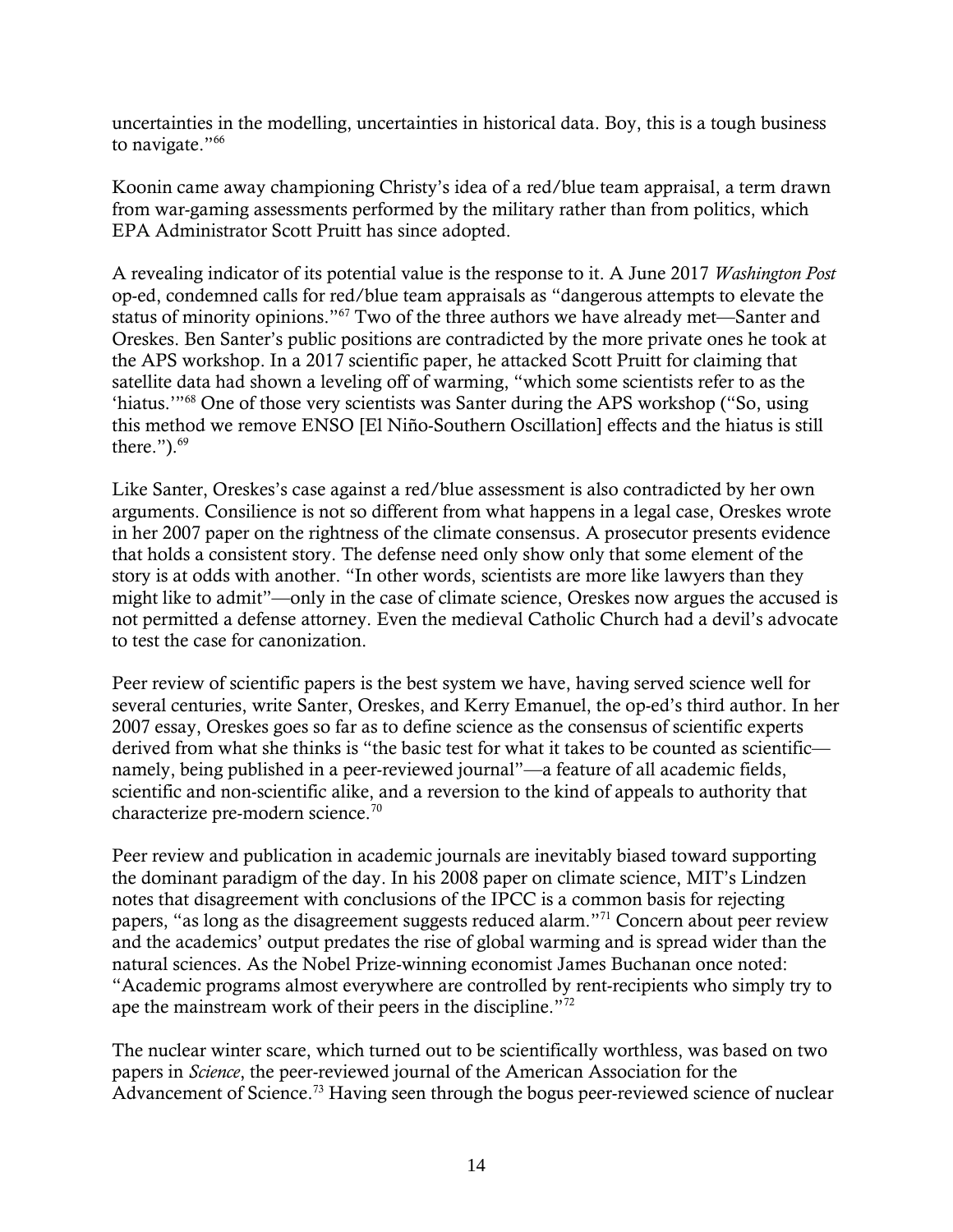uncertainties in the modelling, uncertainties in historical data. Boy, this is a tough business to navigate."[66]

Koonin came away championing Christy's idea of a red/blue team appraisal, a term drawn from war-gaming assessments performed by the military rather than from politics, which EPA Administrator Scott Pruitt has since adopted.

A revealing indicator of its potential value is the response to it. A June 2017 *Washington Post* op-ed, condemned calls for red/blue team appraisals as "dangerous attempts to elevate the status of minority opinions."[67] Two of the three authors we have already met—Santer and Oreskes. Ben Santer's public positions are contradicted by the more private ones he took at the APS workshop. In a 2017 scientific paper, he attacked Scott Pruitt for claiming that satellite data had shown a leveling off of warming, "which some scientists refer to as the 'hiatus.'"[68] One of those very scientists was Santer during the APS workshop ("So, using this method we remove ENSO [El Niño-Southern Oscillation] effects and the hiatus is still there.").[69]

Like Santer, Oreskes's case against a red/blue assessment is also contradicted by her own arguments. Consilience is not so different from what happens in a legal case, Oreskes wrote in her 2007 paper on the rightness of the climate consensus. A prosecutor presents evidence that holds a consistent story. The defense need only show only that some element of the story is at odds with another. "In other words, scientists are more like lawyers than they might like to admit"—only in the case of climate science, Oreskes now argues the accused is not permitted a defense attorney. Even the medieval Catholic Church had a devil's advocate to test the case for canonization.

Peer review of scientific papers is the best system we have, having served science well for several centuries, write Santer, Oreskes, and Kerry Emanuel, the op-ed's third author. In her 2007 essay, Oreskes goes so far as to define science as the consensus of scientific experts derived from what she thinks is "the basic test for what it takes to be counted as scientific—namely, being published in a peer-reviewed journal"—a feature of all academic fields, scientific and non-scientific alike, and a reversion to the kind of appeals to authority that characterize pre-modern science.[70]

Peer review and publication in academic journals are inevitably biased toward supporting the dominant paradigm of the day. In his 2008 paper on climate science, MIT's Lindzen notes that disagreement with conclusions of the IPCC is a common basis for rejecting papers, "as long as the disagreement suggests reduced alarm."[71] Concern about peer review and the academics' output predates the rise of global warming and is spread wider than the natural sciences. As the Nobel Prize-winning economist James Buchanan once noted: "Academic programs almost everywhere are controlled by rent-recipients who simply try to ape the mainstream work of their peers in the discipline."[72]

The nuclear winter scare, which turned out to be scientifically worthless, was based on two papers in *Science*, the peer-reviewed journal of the American Association for the Advancement of Science.[73] Having seen through the bogus peer-reviewed science of nuclear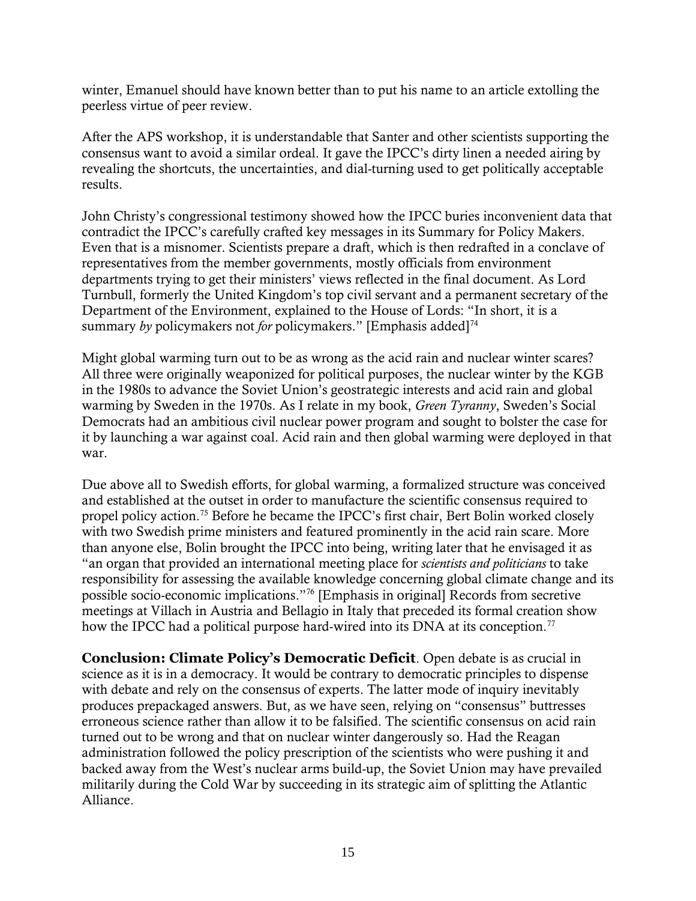winter, Emanuel should have known better than to put his name to an article extolling the peerless virtue of peer review.

After the APS workshop, it is understandable that Santer and other scientists supporting the consensus want to avoid a similar ordeal. It gave the IPCC's dirty linen a needed airing by revealing the shortcuts, the uncertainties, and dial-turning used to get politically acceptable results.

John Christy's congressional testimony showed how the IPCC buries inconvenient data that contradict the IPCC's carefully crafted key messages in its Summary for Policy Makers. Even that is a misnomer. Scientists prepare a draft, which is then redrafted in a conclave of representatives from the member governments, mostly officials from environment departments trying to get their ministers' views reflected in the final document. As Lord Turnbull, formerly the United Kingdom's top civil servant and a permanent secretary of the Department of the Environment, explained to the House of Lords: "In short, it is a summary *by* policymakers not *for* policymakers." [Emphasis added][74]

Might global warming turn out to be as wrong as the acid rain and nuclear winter scares? All three were originally weaponized for political purposes, the nuclear winter by the KGB in the 1980s to advance the Soviet Union's geostrategic interests and acid rain and global warming by Sweden in the 1970s. As I relate in my book, *Green Tyranny*, Sweden's Social Democrats had an ambitious civil nuclear power program and sought to bolster the case for it by launching a war against coal. Acid rain and then global warming were deployed in that war.

Due above all to Swedish efforts, for global warming, a formalized structure was conceived and established at the outset in order to manufacture the scientific consensus required to propel policy action.[75] Before he became the IPCC's first chair, Bert Bolin worked closely with two Swedish prime ministers and featured prominently in the acid rain scare. More than anyone else, Bolin brought the IPCC into being, writing later that he envisaged it as "an organ that provided an international meeting place for *scientists and politicians* to take responsibility for assessing the available knowledge concerning global climate change and its possible socio-economic implications."[76] [Emphasis in original] Records from secretive meetings at Villach in Austria and Bellagio in Italy that preceded its formal creation show how the IPCC had a political purpose hard-wired into its DNA at its conception.[77]

**Conclusion: Climate Policy's Democratic Deficit**. Open debate is as crucial in science as it is in a democracy. It would be contrary to democratic principles to dispense with debate and rely on the consensus of experts. The latter mode of inquiry inevitably produces prepackaged answers. But, as we have seen, relying on "consensus" buttresses erroneous science rather than allow it to be falsified. The scientific consensus on acid rain turned out to be wrong and that on nuclear winter dangerously so. Had the Reagan administration followed the policy prescription of the scientists who were pushing it and backed away from the West's nuclear arms build-up, the Soviet Union may have prevailed militarily during the Cold War by succeeding in its strategic aim of splitting the Atlantic Alliance.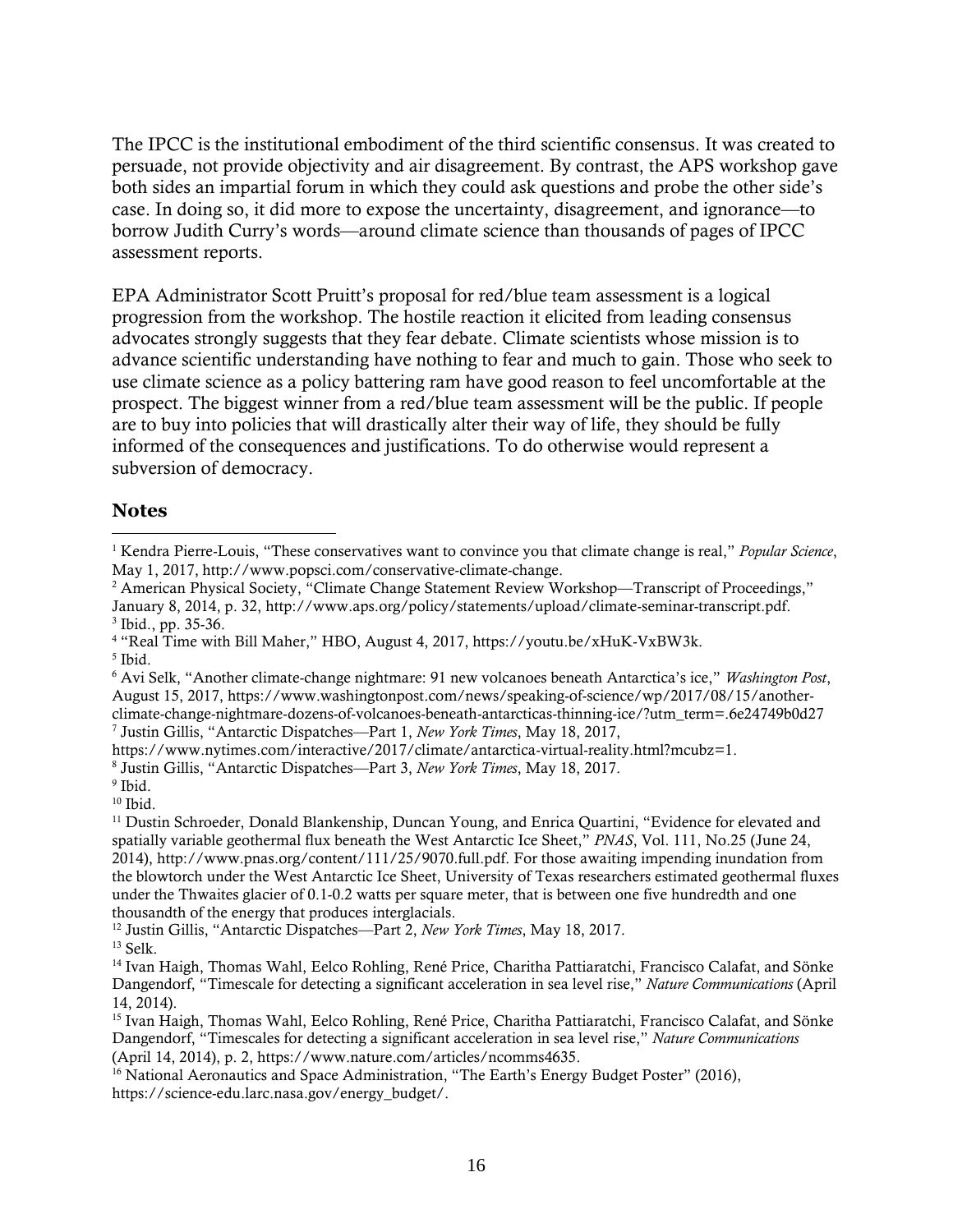The IPCC is the institutional embodiment of the third scientific consensus. It was created to persuade, not provide objectivity and air disagreement. By contrast, the APS workshop gave both sides an impartial forum in which they could ask questions and probe the other side's case. In doing so, it did more to expose the uncertainty, disagreement, and ignorance—to borrow Judith Curry's words—around climate science than thousands of pages of IPCC assessment reports.

EPA Administrator Scott Pruitt's proposal for red/blue team assessment is a logical progression from the workshop. The hostile reaction it elicited from leading consensus advocates strongly suggests that they fear debate. Climate scientists whose mission is to advance scientific understanding have nothing to fear and much to gain. Those who seek to use climate science as a policy battering ram have good reason to feel uncomfortable at the prospect. The biggest winner from a red/blue team assessment will be the public. If people are to buy into policies that will drastically alter their way of life, they should be fully informed of the consequences and justifications. To do otherwise would represent a subversion of democracy.

### Notes

[1] Kendra Pierre-Louis, "These conservatives want to convince you that climate change is real," *Popular Science*, May 1, 2017, http://www.popsci.com/conservative-climate-change.

[2] American Physical Society, "Climate Change Statement Review Workshop—Transcript of Proceedings," January 8, 2014, p. 32, http://www.aps.org/policy/statements/upload/climate-seminar-transcript.pdf.

[3] Ibid., pp. 35-36.

[4] "Real Time with Bill Maher," HBO, August 4, 2017, https://youtu.be/xHuK-VxBW3k.

[5] Ibid.

[6] Avi Selk, "Another climate-change nightmare: 91 new volcanoes beneath Antarctica's ice," *Washington Post*, August 15, 2017, https://www.washingtonpost.com/news/speaking-of-science/wp/2017/08/15/another-climate-change-nightmare-dozens-of-volcanoes-beneath-antarcticas-thinning-ice/?utm_term=.6e24749b0d27

[7] Justin Gillis, "Antarctic Dispatches—Part 1, *New York Times*, May 18, 2017, https://www.nytimes.com/interactive/2017/climate/antarctica-virtual-reality.html?mcubz=1.

[8] Justin Gillis, "Antarctic Dispatches—Part 3, *New York Times*, May 18, 2017.

[9] Ibid.

[10] Ibid.

[11] Dustin Schroeder, Donald Blankenship, Duncan Young, and Enrica Quartini, "Evidence for elevated and spatially variable geothermal flux beneath the West Antarctic Ice Sheet," *PNAS*, Vol. 111, No.25 (June 24, 2014), http://www.pnas.org/content/111/25/9070.full.pdf. For those awaiting impending inundation from the blowtorch under the West Antarctic Ice Sheet, University of Texas researchers estimated geothermal fluxes under the Thwaites glacier of 0.1-0.2 watts per square meter, that is between one five hundredth and one thousandth of the energy that produces interglacials.

[12] Justin Gillis, "Antarctic Dispatches—Part 2, *New York Times*, May 18, 2017.

[13] Selk.

[14] Ivan Haigh, Thomas Wahl, Eelco Rohling, René Price, Charitha Pattiaratchi, Francisco Calafat, and Sönke Dangendorf, "Timescale for detecting a significant acceleration in sea level rise," *Nature Communications* (April 14, 2014).

[15] Ivan Haigh, Thomas Wahl, Eelco Rohling, René Price, Charitha Pattiaratchi, Francisco Calafat, and Sönke Dangendorf, "Timescales for detecting a significant acceleration in sea level rise," *Nature Communications* (April 14, 2014), p. 2, https://www.nature.com/articles/ncomms4635.

[16] National Aeronautics and Space Administration, "The Earth's Energy Budget Poster" (2016), https://science-edu.larc.nasa.gov/energy_budget/.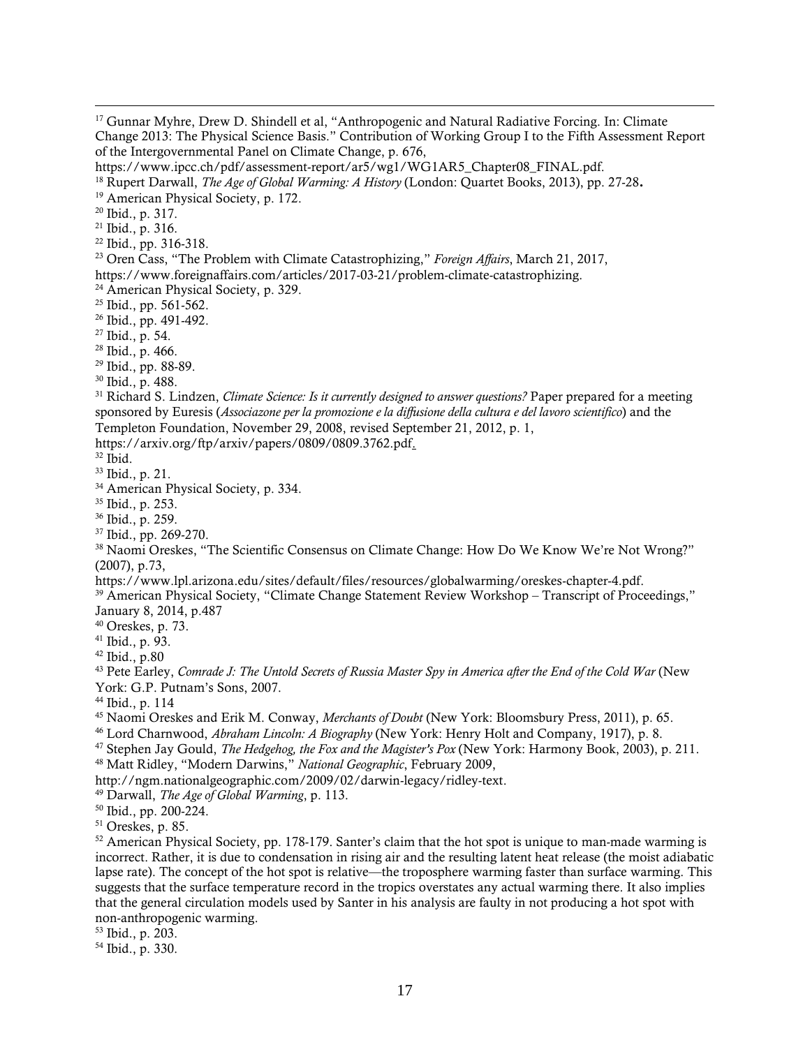[17] Gunnar Myhre, Drew D. Shindell et al, "Anthropogenic and Natural Radiative Forcing. In: Climate Change 2013: The Physical Science Basis." Contribution of Working Group I to the Fifth Assessment Report of the Intergovernmental Panel on Climate Change, p. 676, https://www.ipcc.ch/pdf/assessment-report/ar5/wg1/WG1AR5_Chapter08_FINAL.pdf.

[18] Rupert Darwall, *The Age of Global Warming: A History* (London: Quartet Books, 2013), pp. 27-28.

[19] American Physical Society, p. 172.

[20] Ibid., p. 317.

[21] Ibid., p. 316.

[22] Ibid., pp. 316-318.

[23] Oren Cass, "The Problem with Climate Catastrophizing," *Foreign Affairs*, March 21, 2017, https://www.foreignaffairs.com/articles/2017-03-21/problem-climate-catastrophizing.

[24] American Physical Society, p. 329.

[25] Ibid., pp. 561-562.

[26] Ibid., pp. 491-492.

[27] Ibid., p. 54.

[28] Ibid., p. 466.

[29] Ibid., pp. 88-89.

[30] Ibid., p. 488.

[31] Richard S. Lindzen, *Climate Science: Is it currently designed to answer questions?* Paper prepared for a meeting sponsored by Euresis (*Associazone per la promozione e la diffusione della cultura e del lavoro scientifico*) and the Templeton Foundation, November 29, 2008, revised September 21, 2012, p. 1, https://arxiv.org/ftp/arxiv/papers/0809/0809.3762.pdf.

[32] Ibid.

[33] Ibid., p. 21.

[34] American Physical Society, p. 334.

[35] Ibid., p. 253.

[36] Ibid., p. 259.

[37] Ibid., pp. 269-270.

[38] Naomi Oreskes, "The Scientific Consensus on Climate Change: How Do We Know We're Not Wrong?" (2007), p.73, https://www.lpl.arizona.edu/sites/default/files/resources/globalwarming/oreskes-chapter-4.pdf.

[39] American Physical Society, "Climate Change Statement Review Workshop – Transcript of Proceedings," January 8, 2014, p.487

[40] Oreskes, p. 73.

[41] Ibid., p. 93.

[42] Ibid., p.80

[43] Pete Earley, *Comrade J: The Untold Secrets of Russia Master Spy in America after the End of the Cold War* (New York: G.P. Putnam's Sons, 2007.

[44] Ibid., p. 114

[45] Naomi Oreskes and Erik M. Conway, *Merchants of Doubt* (New York: Bloomsbury Press, 2011), p. 65.

[46] Lord Charnwood, *Abraham Lincoln: A Biography* (New York: Henry Holt and Company, 1917), p. 8.

[47] Stephen Jay Gould, *The Hedgehog, the Fox and the Magister's Pox* (New York: Harmony Book, 2003), p. 211.

[48] Matt Ridley, "Modern Darwins," *National Geographic*, February 2009, http://ngm.nationalgeographic.com/2009/02/darwin-legacy/ridley-text.

[49] Darwall, *The Age of Global Warming*, p. 113.

[50] Ibid., pp. 200-224.

[51] Oreskes, p. 85.

[52] American Physical Society, pp. 178-179. Santer's claim that the hot spot is unique to man-made warming is incorrect. Rather, it is due to condensation in rising air and the resulting latent heat release (the moist adiabatic lapse rate). The concept of the hot spot is relative—the troposphere warming faster than surface warming. This suggests that the surface temperature record in the tropics overstates any actual warming there. It also implies that the general circulation models used by Santer in his analysis are faulty in not producing a hot spot with non-anthropogenic warming.

[53] Ibid., p. 203.

[54] Ibid., p. 330.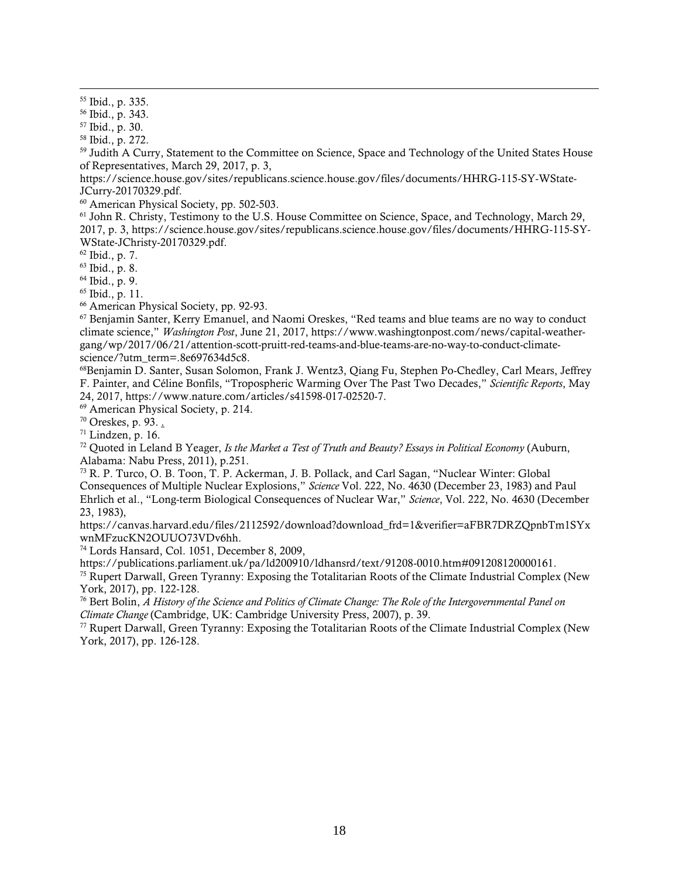[55] Ibid., p. 335.

[56] Ibid., p. 343.

[57] Ibid., p. 30.

[58] Ibid., p. 272.

[59] Judith A Curry, Statement to the Committee on Science, Space and Technology of the United States House of Representatives, March 29, 2017, p. 3, https://science.house.gov/sites/republicans.science.house.gov/files/documents/HHRG-115-SY-WState-JCurry-20170329.pdf.

[60] American Physical Society, pp. 502-503.

[61] John R. Christy, Testimony to the U.S. House Committee on Science, Space, and Technology, March 29, 2017, p. 3, https://science.house.gov/sites/republicans.science.house.gov/files/documents/HHRG-115-SY-WState-JChristy-20170329.pdf.

[62] Ibid., p. 7.

[63] Ibid., p. 8.

[64] Ibid., p. 9.

[65] Ibid., p. 11.

[66] American Physical Society, pp. 92-93.

[67] Benjamin Santer, Kerry Emanuel, and Naomi Oreskes, "Red teams and blue teams are no way to conduct climate science," *Washington Post*, June 21, 2017, https://www.washingtonpost.com/news/capital-weather-gang/wp/2017/06/21/attention-scott-pruitt-red-teams-and-blue-teams-are-no-way-to-conduct-climate-science/?utm_term=.8e697634d5c8.

[68] Benjamin D. Santer, Susan Solomon, Frank J. Wentz3, Qiang Fu, Stephen Po-Chedley, Carl Mears, Jeffrey F. Painter, and Céline Bonfils, "Tropospheric Warming Over The Past Two Decades," *Scientific Reports*, May 24, 2017, https://www.nature.com/articles/s41598-017-02520-7.

[69] American Physical Society, p. 214.

[70] Oreskes, p. 93. .

[71] Lindzen, p. 16.

[72] Quoted in Leland B Yeager, *Is the Market a Test of Truth and Beauty? Essays in Political Economy* (Auburn, Alabama: Nabu Press, 2011), p.251.

[73] R. P. Turco, O. B. Toon, T. P. Ackerman, J. B. Pollack, and Carl Sagan, "Nuclear Winter: Global Consequences of Multiple Nuclear Explosions," *Science* Vol. 222, No. 4630 (December 23, 1983) and Paul Ehrlich et al., "Long-term Biological Consequences of Nuclear War," *Science*, Vol. 222, No. 4630 (December 23, 1983), https://canvas.harvard.edu/files/2112592/download?download_frd=1&verifier=aFBR7DRZQpnbTm1SYxwnMFzucKN2OUUO73VDv6hh.

[74] Lords Hansard, Col. 1051, December 8, 2009, https://publications.parliament.uk/pa/ld200910/ldhansrd/text/91208-0010.htm#091208120000161.

[75] Rupert Darwall, Green Tyranny: Exposing the Totalitarian Roots of the Climate Industrial Complex (New York, 2017), pp. 122-128.

[76] Bert Bolin, *A History of the Science and Politics of Climate Change: The Role of the Intergovernmental Panel on Climate Change* (Cambridge, UK: Cambridge University Press, 2007), p. 39.

[77] Rupert Darwall, Green Tyranny: Exposing the Totalitarian Roots of the Climate Industrial Complex (New York, 2017), pp. 126-128.